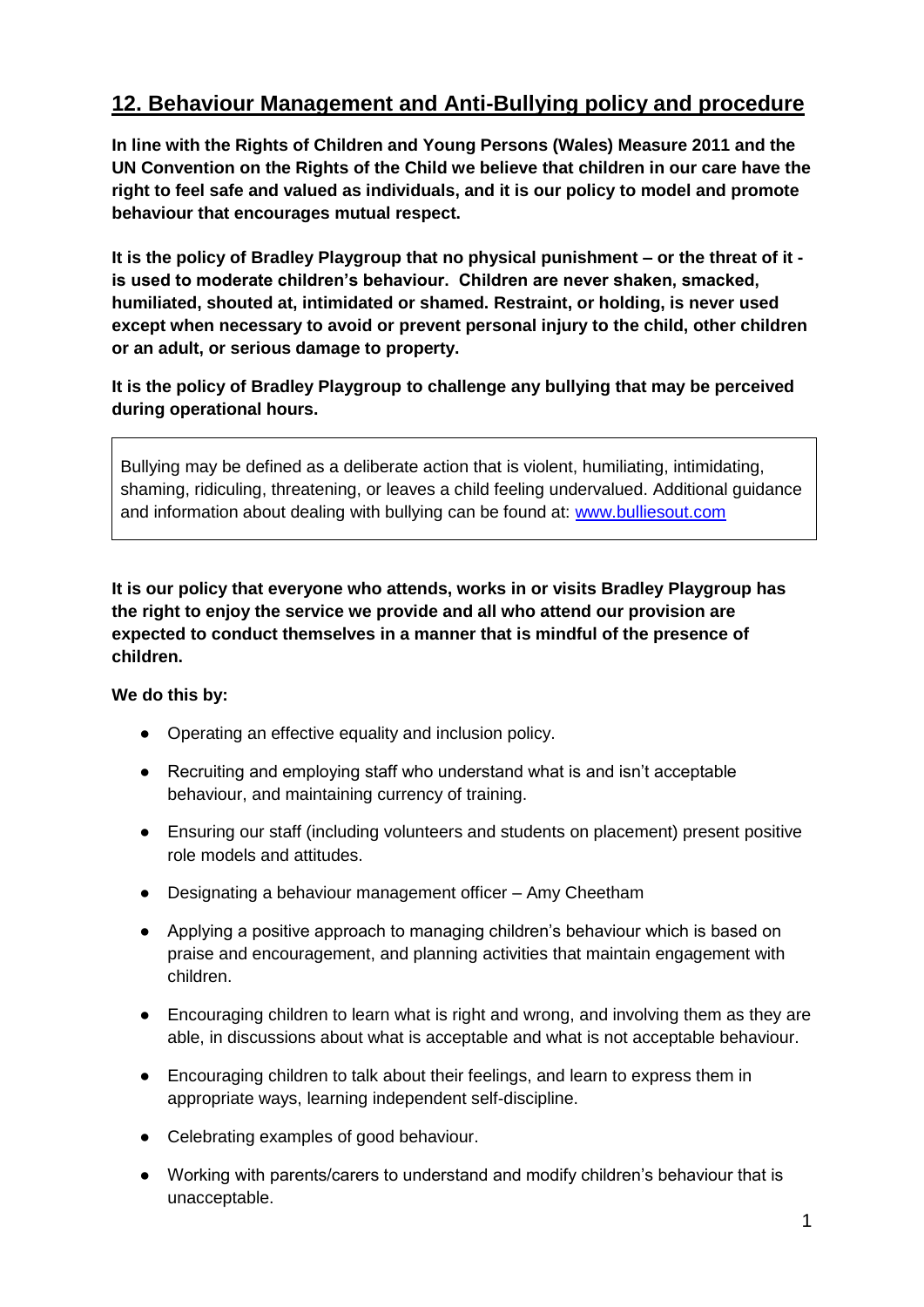## 12. Behaviour Management and Anti-Bullying policy and procedure

**In line with the Rights of Children and Young Persons (Wales) Measure 2011 and the UN Convention on the Rights of the Child we believe that children in our care have the right to feel safe and valued as individuals, and it is our policy to model and promote behaviour that encourages mutual respect.**

**It is the policy of Bradley Playgroup that no physical punishment – or the threat of it - is used to moderate children's behaviour. Children are never shaken, smacked, humiliated, shouted at, intimidated or shamed. Restraint, or holding, is never used except when necessary to avoid or prevent personal injury to the child, other children or an adult, or serious damage to property.**

**It is the policy of Bradley Playgroup to challenge any bullying that may be perceived during operational hours.**

> Bullying may be defined as a deliberate action that is violent, humiliating, intimidating, shaming, ridiculing, threatening, or leaves a child feeling undervalued. Additional guidance and information about dealing with bullying can be found at: [www.bulliesout.com](http://www.bulliesout.com)

**It is our policy that everyone who attends, works in or visits Bradley Playgroup has the right to enjoy the service we provide and all who attend our provision are expected to conduct themselves in a manner that is mindful of the presence of children.**

**We do this by:**

- Operating an effective equality and inclusion policy.
- Recruiting and employing staff who understand what is and isn't acceptable behaviour, and maintaining currency of training.
- Ensuring our staff (including volunteers and students on placement) present positive role models and attitudes.
- Designating a behaviour management officer – Amy Cheetham
- Applying a positive approach to managing children's behaviour which is based on praise and encouragement, and planning activities that maintain engagement with children.
- Encouraging children to learn what is right and wrong, and involving them as they are able, in discussions about what is acceptable and what is not acceptable behaviour.
- Encouraging children to talk about their feelings, and learn to express them in appropriate ways, learning independent self-discipline.
- Celebrating examples of good behaviour.
- Working with parents/carers to understand and modify children's behaviour that is unacceptable.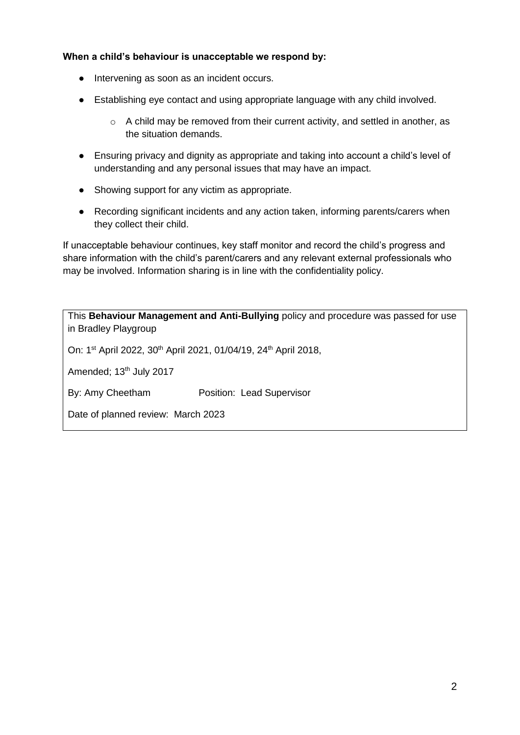**When a child's behaviour is unacceptable we respond by:**

- Intervening as soon as an incident occurs.
- Establishing eye contact and using appropriate language with any child involved.
  - A child may be removed from their current activity, and settled in another, as the situation demands.
- Ensuring privacy and dignity as appropriate and taking into account a child's level of understanding and any personal issues that may have an impact.
- Showing support for any victim as appropriate.
- Recording significant incidents and any action taken, informing parents/carers when they collect their child.

If unacceptable behaviour continues, key staff monitor and record the child's progress and share information with the child's parent/carers and any relevant external professionals who may be involved. Information sharing is in line with the confidentiality policy.

| |
|---|
| This **Behaviour Management and Anti-Bullying** policy and procedure was passed for use in Bradley Playgroup |
| On: 1st April 2022, 30th April 2021, 01/04/19, 24th April 2018, |
| Amended; 13th July 2017 |
| By: Amy Cheetham Position: Lead Supervisor |
| Date of planned review: March 2023 |